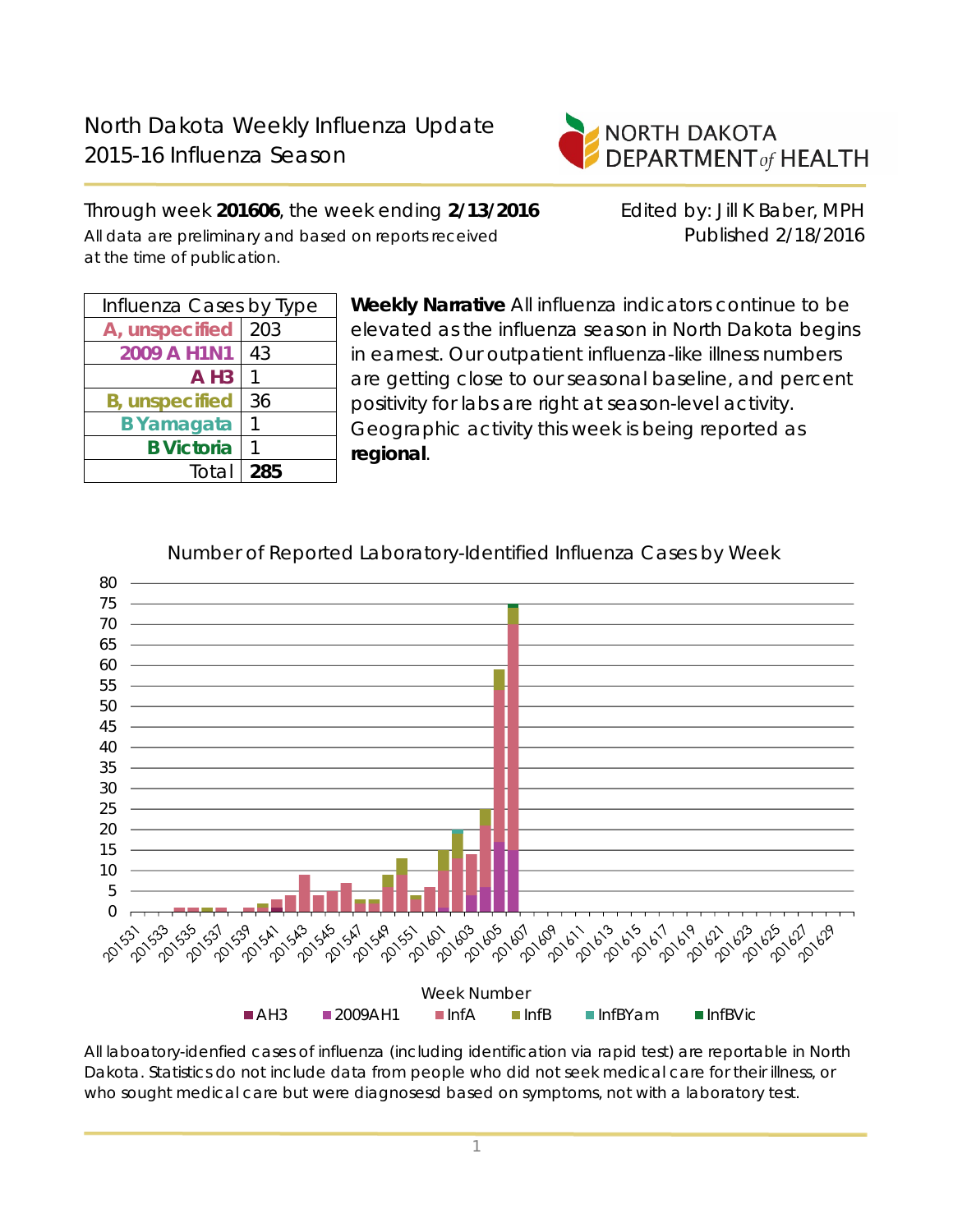# North Dakota Weekly Influenza Update
## 2015-16 Influenza Season

NORTH DAKOTA DEPARTMENT *of* HEALTH

Through week **201606**, the week ending **2/13/2016**

All data are preliminary and based on reports received at the time of publication.

Edited by: Jill K Baber, MPH
Published 2/18/2016

| Influenza Cases by Type | |
|---|---|
| A, unspecified | 203 |
| 2009 A H1N1 | 43 |
| A H3 | 1 |
| B, unspecified | 36 |
| B Yamagata | 1 |
| B Victoria | 1 |
| Total | **285** |

**Weekly Narrative** All influenza indicators continue to be elevated as the influenza season in North Dakota begins in earnest. Our outpatient influenza-like illness numbers are getting close to our seasonal baseline, and percent positivity for labs are right at season-level activity. Geographic activity this week is being reported as **regional**.

Number of Reported Laboratory-Identified Influenza Cases by Week

All laboatory-idenfied cases of influenza (including identification via rapid test) are reportable in North Dakota. Statistics do not include data from people who did not seek medical care for their illness, or who sought medical care but were diagnosesd based on symptoms, not with a laboratory test.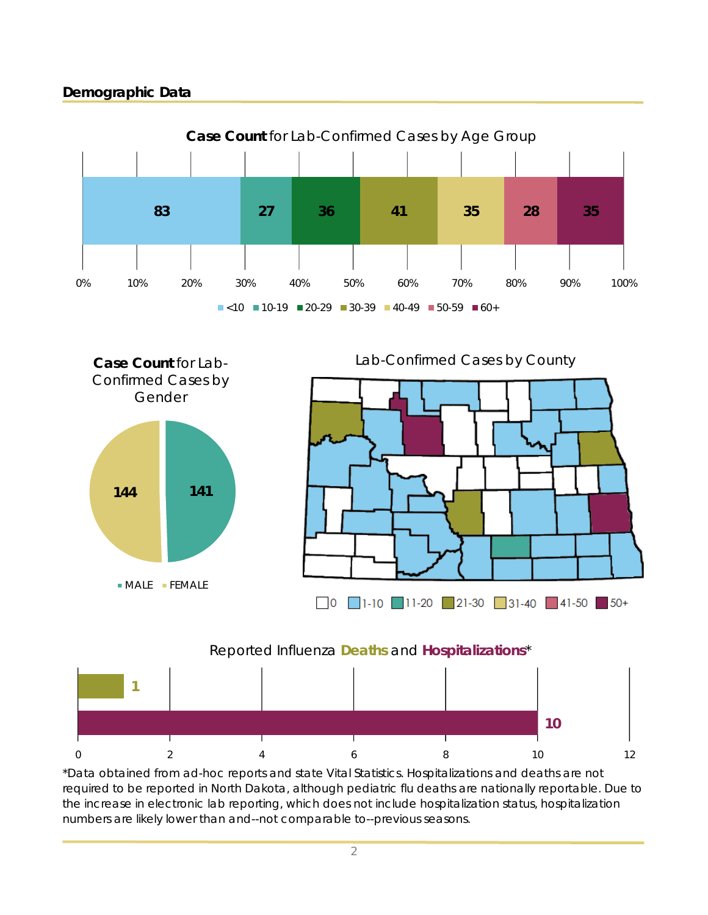## Demographic Data

**Case Count** for Lab-Confirmed Cases by Age Group

| <10 | 10-19 | 20-29 | 30-39 | 40-49 | 50-59 | 60+ |
|---|---|---|---|---|---|---|
| 83 | 27 | 36 | 41 | 35 | 28 | 35 |

**Case Count** for Lab-Confirmed Cases by Gender

| MALE | FEMALE |
|---|---|
| 141 | 144 |

Lab-Confirmed Cases by County

0 | 1-10 | 11-20 | 21-30 | 31-40 | 41-50 | 50+

Reported Influenza **Deaths** and **Hospitalizations***

| Deaths | Hospitalizations |
|---|---|
| 1 | 10 |

*Data obtained from ad-hoc reports and state Vital Statistics. Hospitalizations and deaths are not required to be reported in North Dakota, although pediatric flu deaths are nationally reportable. Due to the increase in electronic lab reporting, which does not include hospitalization status, hospitalization numbers are likely lower than and--not comparable to--previous seasons.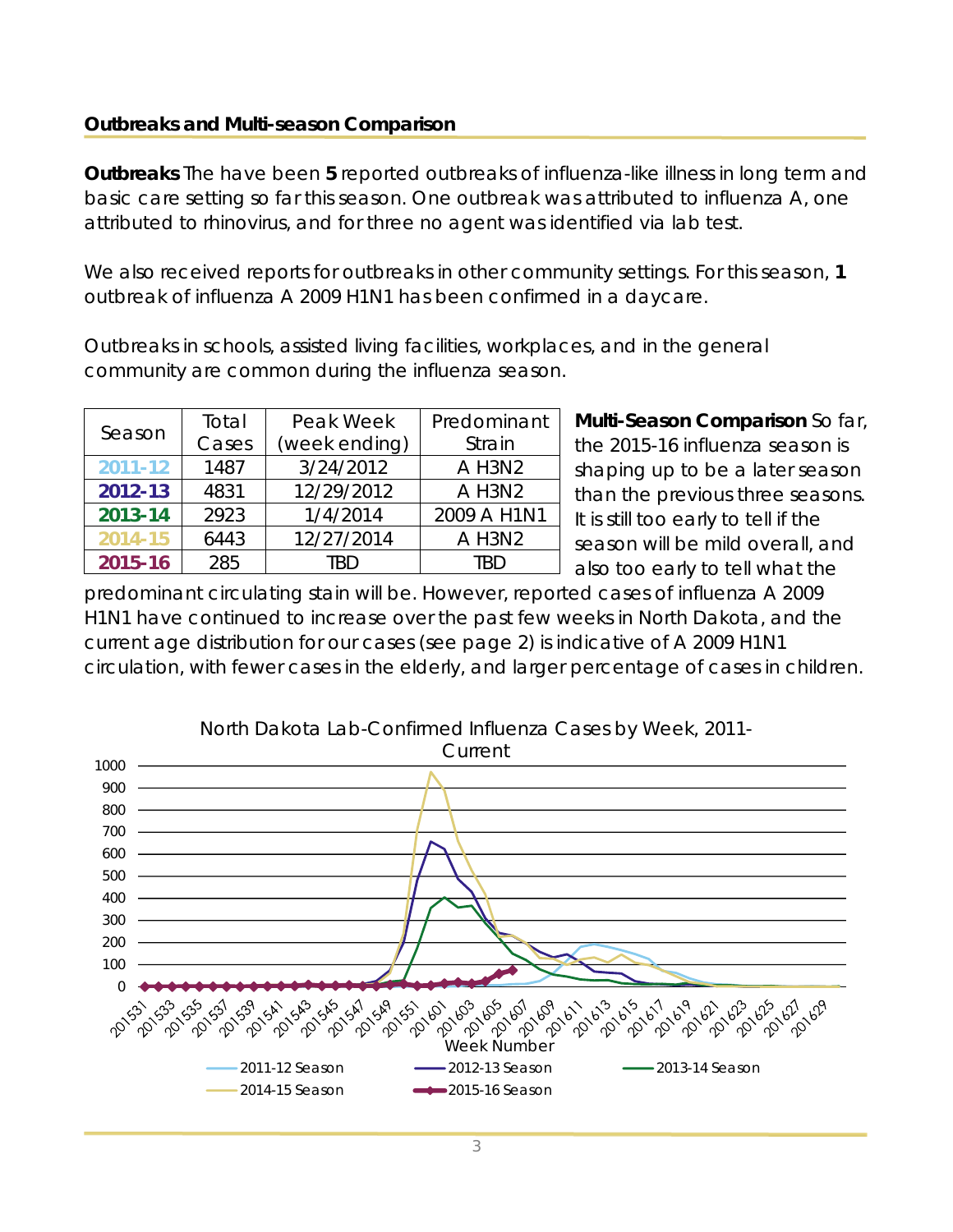## Outbreaks and Multi-season Comparison

**Outbreaks** The have been **5** reported outbreaks of influenza-like illness in long term and basic care setting so far this season. One outbreak was attributed to influenza A, one attributed to rhinovirus, and for three no agent was identified via lab test.

We also received reports for outbreaks in other community settings. For this season, **1** outbreak of influenza A 2009 H1N1 has been confirmed in a daycare.

Outbreaks in schools, assisted living facilities, workplaces, and in the general community are common during the influenza season.

| Season | Total Cases | Peak Week (week ending) | Predominant Strain |
|---|---|---|---|
| 2011-12 | 1487 | 3/24/2012 | A H3N2 |
| 2012-13 | 4831 | 12/29/2012 | A H3N2 |
| 2013-14 | 2923 | 1/4/2014 | 2009 A H1N1 |
| 2014-15 | 6443 | 12/27/2014 | A H3N2 |
| 2015-16 | 285 | TBD | TBD |

**Multi-Season Comparison** So far, the 2015-16 influenza season is shaping up to be a later season than the previous three seasons. It is still too early to tell if the season will be mild overall, and also too early to tell what the predominant circulating stain will be. However, reported cases of influenza A 2009 H1N1 have continued to increase over the past few weeks in North Dakota, and the current age distribution for our cases (see page 2) is indicative of A 2009 H1N1 circulation, with fewer cases in the elderly, and larger percentage of cases in children.

North Dakota Lab-Confirmed Influenza Cases by Week, 2011-Current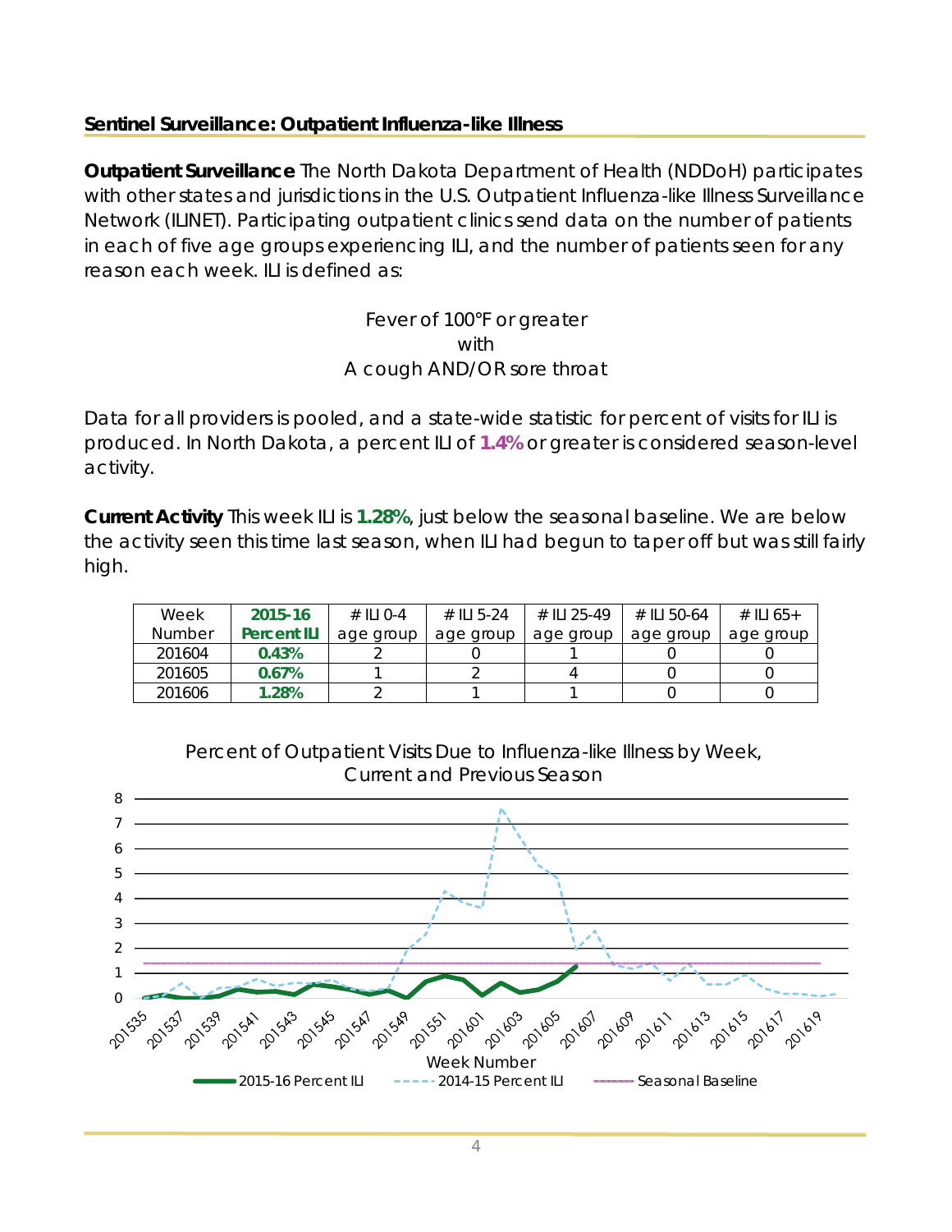## Sentinel Surveillance: Outpatient Influenza-like Illness

**Outpatient Surveillance** The North Dakota Department of Health (NDDoH) participates with other states and jurisdictions in the U.S. Outpatient Influenza-like Illness Surveillance Network (ILINET). Participating outpatient clinics send data on the number of patients in each of five age groups experiencing ILI, and the number of patients seen for any reason each week. ILI is defined as:

Fever of 100°F or greater
with
A cough AND/OR sore throat

Data for all providers is pooled, and a state-wide statistic for percent of visits for ILI is produced. In North Dakota, a percent ILI of **1.4%** or greater is considered season-level activity.

**Current Activity** This week ILI is **1.28%**, just below the seasonal baseline. We are below the activity seen this time last season, when ILI had begun to taper off but was still fairly high.

| Week Number | 2015-16 Percent ILI | # ILI 0-4 age group | # ILI 5-24 age group | # ILI 25-49 age group | # ILI 50-64 age group | # ILI 65+ age group |
|---|---|---|---|---|---|---|
| 201604 | **0.43%** | 2 | 0 | 1 | 0 | 0 |
| 201605 | **0.67%** | 1 | 2 | 4 | 0 | 0 |
| 201606 | **1.28%** | 2 | 1 | 1 | 0 | 0 |

Percent of Outpatient Visits Due to Influenza-like Illness by Week, Current and Previous Season

Legend: 2015-16 Percent ILI; 2014-15 Percent ILI; Seasonal Baseline

X-axis: Week Number (201535–201619); Y-axis: 0–8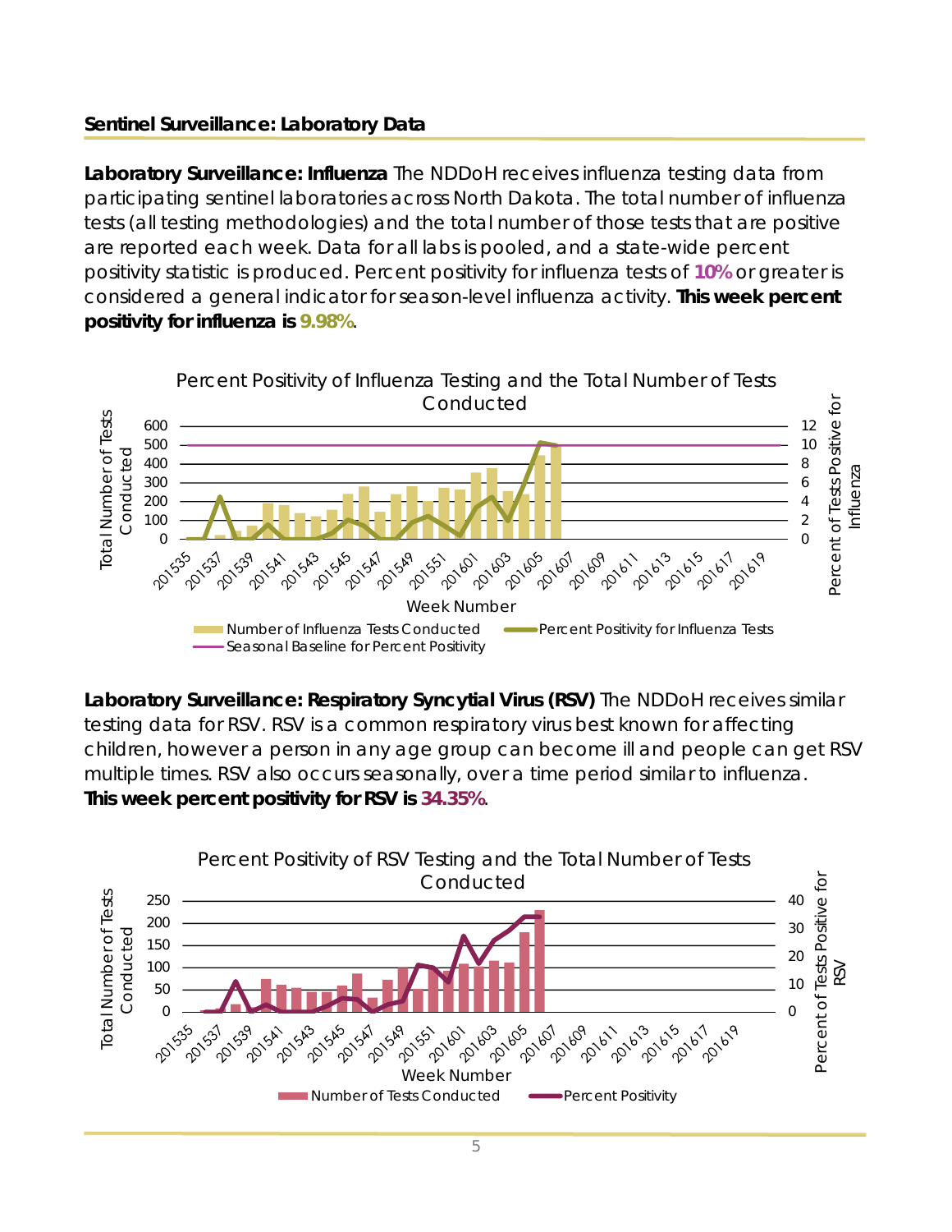## Sentinel Surveillance: Laboratory Data

**Laboratory Surveillance: Influenza** The NDDoH receives influenza testing data from participating sentinel laboratories across North Dakota. The total number of influenza tests (all testing methodologies) and the total number of those tests that are positive are reported each week. Data for all labs is pooled, and a state-wide percent positivity statistic is produced. Percent positivity for influenza tests of **10%** or greater is considered a general indicator for season-level influenza activity. **This week percent positivity for influenza is 9.98%**.

**Laboratory Surveillance: Respiratory Syncytial Virus (RSV)** The NDDoH receives similar testing data for RSV. RSV is a common respiratory virus best known for affecting children, however a person in any age group can become ill and people can get RSV multiple times. RSV also occurs seasonally, over a time period similar to influenza. **This week percent positivity for RSV is 34.35%**.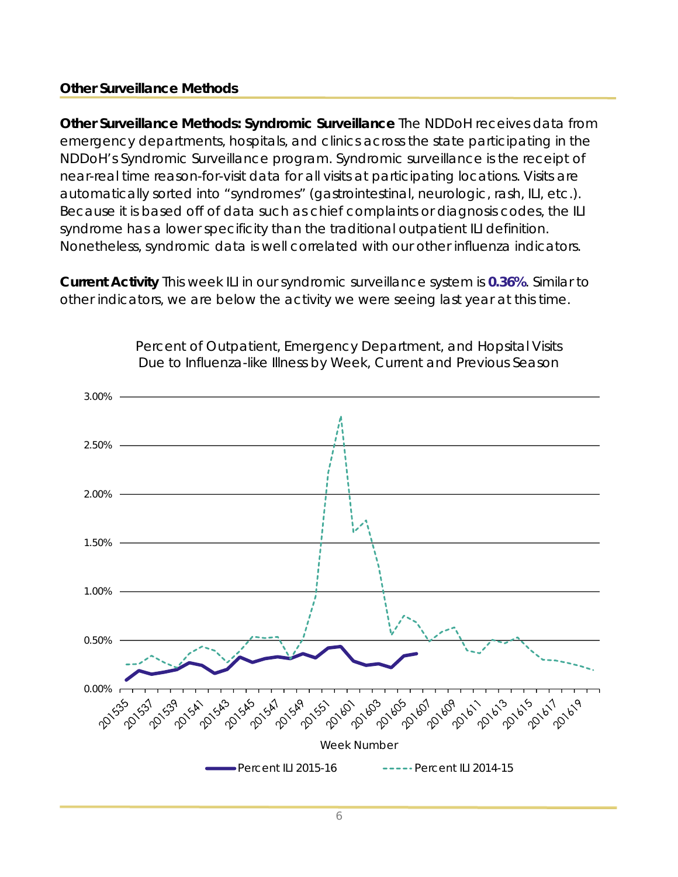## Other Surveillance Methods

**Other Surveillance Methods: Syndromic Surveillance** The NDDoH receives data from emergency departments, hospitals, and clinics across the state participating in the NDDoH's Syndromic Surveillance program. Syndromic surveillance is the receipt of near-real time reason-for-visit data for all visits at participating locations. Visits are automatically sorted into "syndromes" (gastrointestinal, neurologic, rash, ILI, etc.). Because it is based off of data such as chief complaints or diagnosis codes, the ILI syndrome has a lower specificity than the traditional outpatient ILI definition. Nonetheless, syndromic data is well correlated with our other influenza indicators.

**Current Activity** This week ILI in our syndromic surveillance system is **0.36%**. Similar to other indicators, we are below the activity we were seeing last year at this time.

Percent of Outpatient, Emergency Department, and Hopsital Visits Due to Influenza-like Illness by Week, Current and Previous Season

Legend: Percent ILI 2015-16; Percent ILI 2014-15

Y-axis: 0.00% – 3.00%; X-axis: Week Number (201535 – 201619)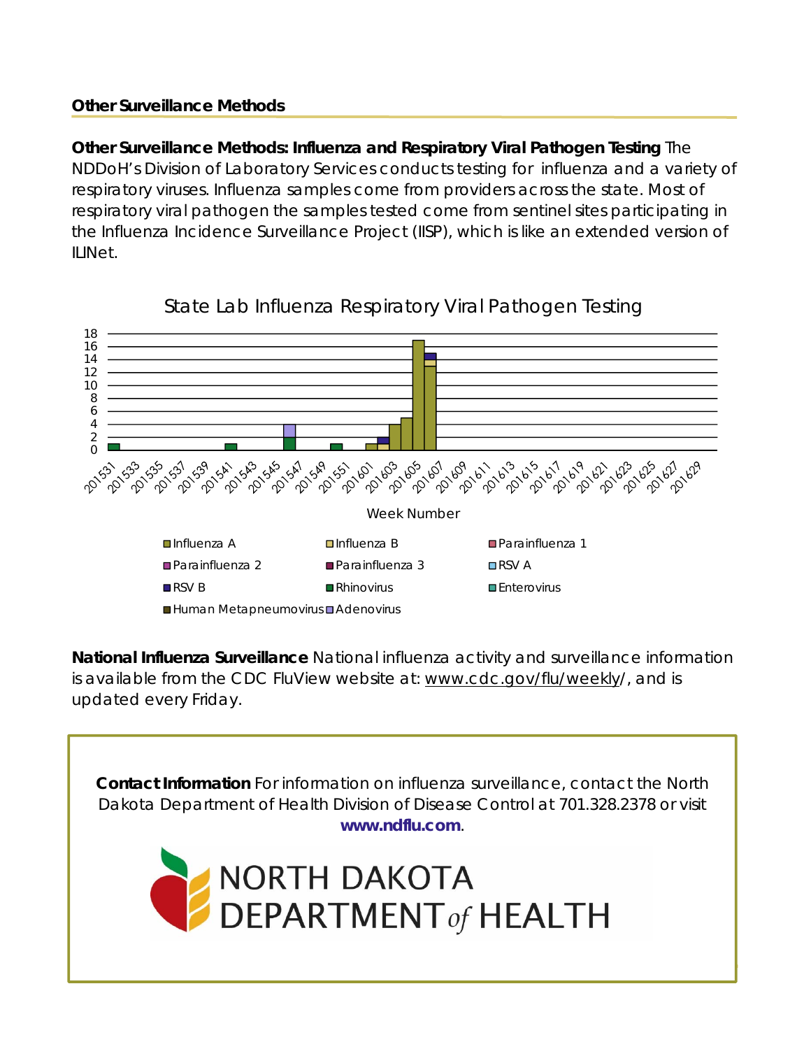## Other Surveillance Methods

**Other Surveillance Methods: Influenza and Respiratory Viral Pathogen Testing** The NDDoH's Division of Laboratory Services conducts testing for influenza and a variety of respiratory viruses. Influenza samples come from providers across the state. Most of respiratory viral pathogen the samples tested come from sentinel sites participating in the Influenza Incidence Surveillance Project (IISP), which is like an extended version of ILINet.

State Lab Influenza Respiratory Viral Pathogen Testing

18
16
14
12
10
8
6
4
2
0

201531 201533 201535 201537 201539 201541 201543 201545 201547 201549 201551 201601 201603 201605 201607 201609 201611 201613 201615 201617 201619 201621 201623 201625 201627 201629

Week Number

Influenza A
Influenza B
Parainfluenza 1
Parainfluenza 2
Parainfluenza 3
RSV A
RSV B
Rhinovirus
Enterovirus
Human Metapneumovirus
Adenovirus

**National Influenza Surveillance** National influenza activity and surveillance information is available from the CDC FluView website at: www.cdc.gov/flu/weekly/, and is updated every Friday.

**Contact Information** For information on influenza surveillance, contact the North Dakota Department of Health Division of Disease Control at 701.328.2378 or visit **www.ndflu.com**.

NORTH DAKOTA DEPARTMENT *of* HEALTH